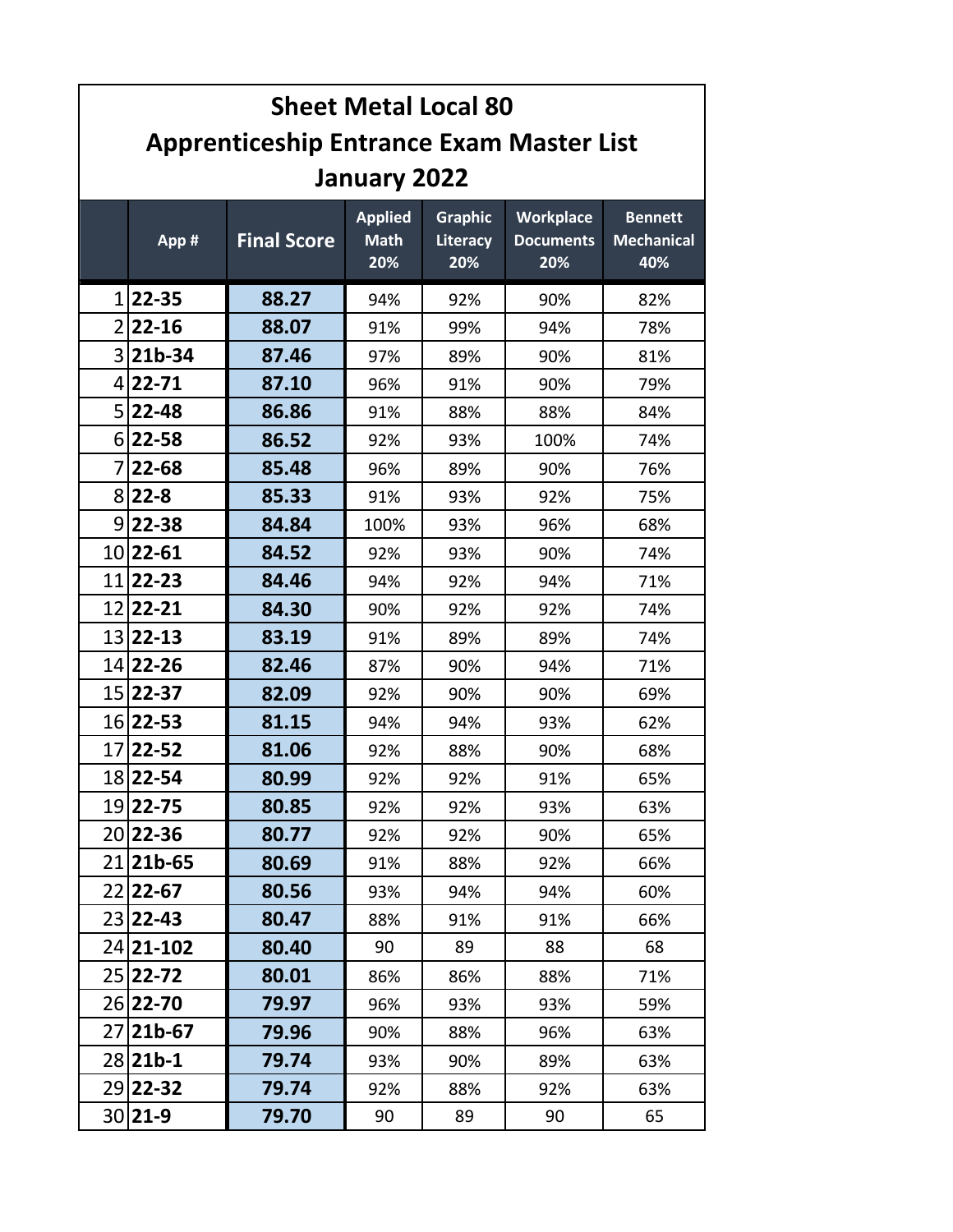# Sheet Metal Local 80
## Apprenticeship Entrance Exam Master List
## January 2022

| | App # | Final Score | Applied Math 20% | Graphic Literacy 20% | Workplace Documents 20% | Bennett Mechanical 40% |
|---|---|---|---|---|---|---|
| 1 | **22-35** | **88.27** | 94% | 92% | 90% | 82% |
| 2 | **22-16** | **88.07** | 91% | 99% | 94% | 78% |
| 3 | **21b-34** | **87.46** | 97% | 89% | 90% | 81% |
| 4 | **22-71** | **87.10** | 96% | 91% | 90% | 79% |
| 5 | **22-48** | **86.86** | 91% | 88% | 88% | 84% |
| 6 | **22-58** | **86.52** | 92% | 93% | 100% | 74% |
| 7 | **22-68** | **85.48** | 96% | 89% | 90% | 76% |
| 8 | **22-8** | **85.33** | 91% | 93% | 92% | 75% |
| 9 | **22-38** | **84.84** | 100% | 93% | 96% | 68% |
| 10 | **22-61** | **84.52** | 92% | 93% | 90% | 74% |
| 11 | **22-23** | **84.46** | 94% | 92% | 94% | 71% |
| 12 | **22-21** | **84.30** | 90% | 92% | 92% | 74% |
| 13 | **22-13** | **83.19** | 91% | 89% | 89% | 74% |
| 14 | **22-26** | **82.46** | 87% | 90% | 94% | 71% |
| 15 | **22-37** | **82.09** | 92% | 90% | 90% | 69% |
| 16 | **22-53** | **81.15** | 94% | 94% | 93% | 62% |
| 17 | **22-52** | **81.06** | 92% | 88% | 90% | 68% |
| 18 | **22-54** | **80.99** | 92% | 92% | 91% | 65% |
| 19 | **22-75** | **80.85** | 92% | 92% | 93% | 63% |
| 20 | **22-36** | **80.77** | 92% | 92% | 90% | 65% |
| 21 | **21b-65** | **80.69** | 91% | 88% | 92% | 66% |
| 22 | **22-67** | **80.56** | 93% | 94% | 94% | 60% |
| 23 | **22-43** | **80.47** | 88% | 91% | 91% | 66% |
| 24 | **21-102** | **80.40** | 90 | 89 | 88 | 68 |
| 25 | **22-72** | **80.01** | 86% | 86% | 88% | 71% |
| 26 | **22-70** | **79.97** | 96% | 93% | 93% | 59% |
| 27 | **21b-67** | **79.96** | 90% | 88% | 96% | 63% |
| 28 | **21b-1** | **79.74** | 93% | 90% | 89% | 63% |
| 29 | **22-32** | **79.74** | 92% | 88% | 92% | 63% |
| 30 | **21-9** | **79.70** | 90 | 89 | 90 | 65 |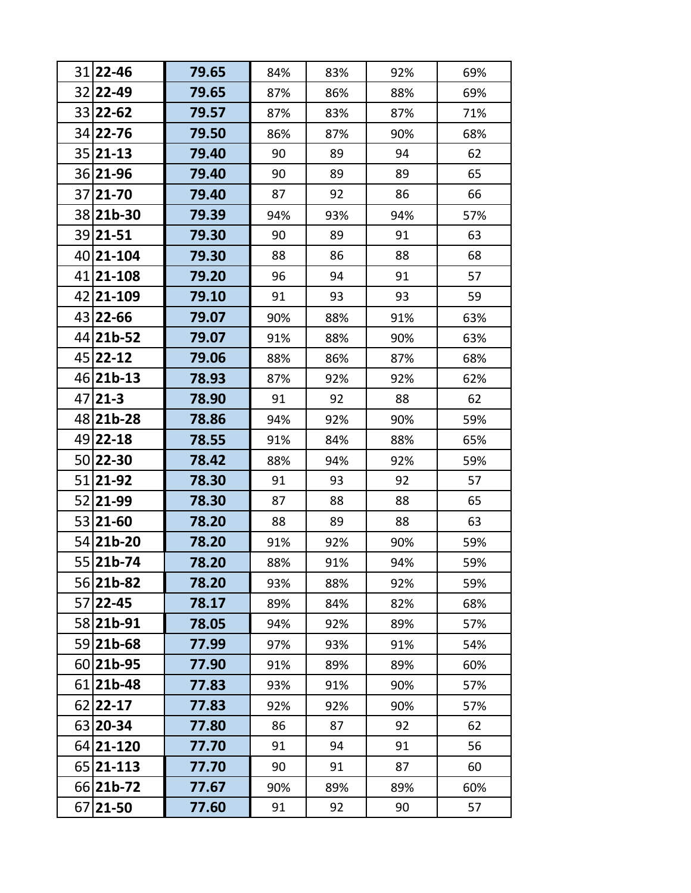| | | | | | | |
|---|---|---|---|---|---|---|
| 31 | **22-46** | **79.65** | 84% | 83% | 92% | 69% |
| 32 | **22-49** | **79.65** | 87% | 86% | 88% | 69% |
| 33 | **22-62** | **79.57** | 87% | 83% | 87% | 71% |
| 34 | **22-76** | **79.50** | 86% | 87% | 90% | 68% |
| 35 | **21-13** | **79.40** | 90 | 89 | 94 | 62 |
| 36 | **21-96** | **79.40** | 90 | 89 | 89 | 65 |
| 37 | **21-70** | **79.40** | 87 | 92 | 86 | 66 |
| 38 | **21b-30** | **79.39** | 94% | 93% | 94% | 57% |
| 39 | **21-51** | **79.30** | 90 | 89 | 91 | 63 |
| 40 | **21-104** | **79.30** | 88 | 86 | 88 | 68 |
| 41 | **21-108** | **79.20** | 96 | 94 | 91 | 57 |
| 42 | **21-109** | **79.10** | 91 | 93 | 93 | 59 |
| 43 | **22-66** | **79.07** | 90% | 88% | 91% | 63% |
| 44 | **21b-52** | **79.07** | 91% | 88% | 90% | 63% |
| 45 | **22-12** | **79.06** | 88% | 86% | 87% | 68% |
| 46 | **21b-13** | **78.93** | 87% | 92% | 92% | 62% |
| 47 | **21-3** | **78.90** | 91 | 92 | 88 | 62 |
| 48 | **21b-28** | **78.86** | 94% | 92% | 90% | 59% |
| 49 | **22-18** | **78.55** | 91% | 84% | 88% | 65% |
| 50 | **22-30** | **78.42** | 88% | 94% | 92% | 59% |
| 51 | **21-92** | **78.30** | 91 | 93 | 92 | 57 |
| 52 | **21-99** | **78.30** | 87 | 88 | 88 | 65 |
| 53 | **21-60** | **78.20** | 88 | 89 | 88 | 63 |
| 54 | **21b-20** | **78.20** | 91% | 92% | 90% | 59% |
| 55 | **21b-74** | **78.20** | 88% | 91% | 94% | 59% |
| 56 | **21b-82** | **78.20** | 93% | 88% | 92% | 59% |
| 57 | **22-45** | **78.17** | 89% | 84% | 82% | 68% |
| 58 | **21b-91** | **78.05** | 94% | 92% | 89% | 57% |
| 59 | **21b-68** | **77.99** | 97% | 93% | 91% | 54% |
| 60 | **21b-95** | **77.90** | 91% | 89% | 89% | 60% |
| 61 | **21b-48** | **77.83** | 93% | 91% | 90% | 57% |
| 62 | **22-17** | **77.83** | 92% | 92% | 90% | 57% |
| 63 | **20-34** | **77.80** | 86 | 87 | 92 | 62 |
| 64 | **21-120** | **77.70** | 91 | 94 | 91 | 56 |
| 65 | **21-113** | **77.70** | 90 | 91 | 87 | 60 |
| 66 | **21b-72** | **77.67** | 90% | 89% | 89% | 60% |
| 67 | **21-50** | **77.60** | 91 | 92 | 90 | 57 |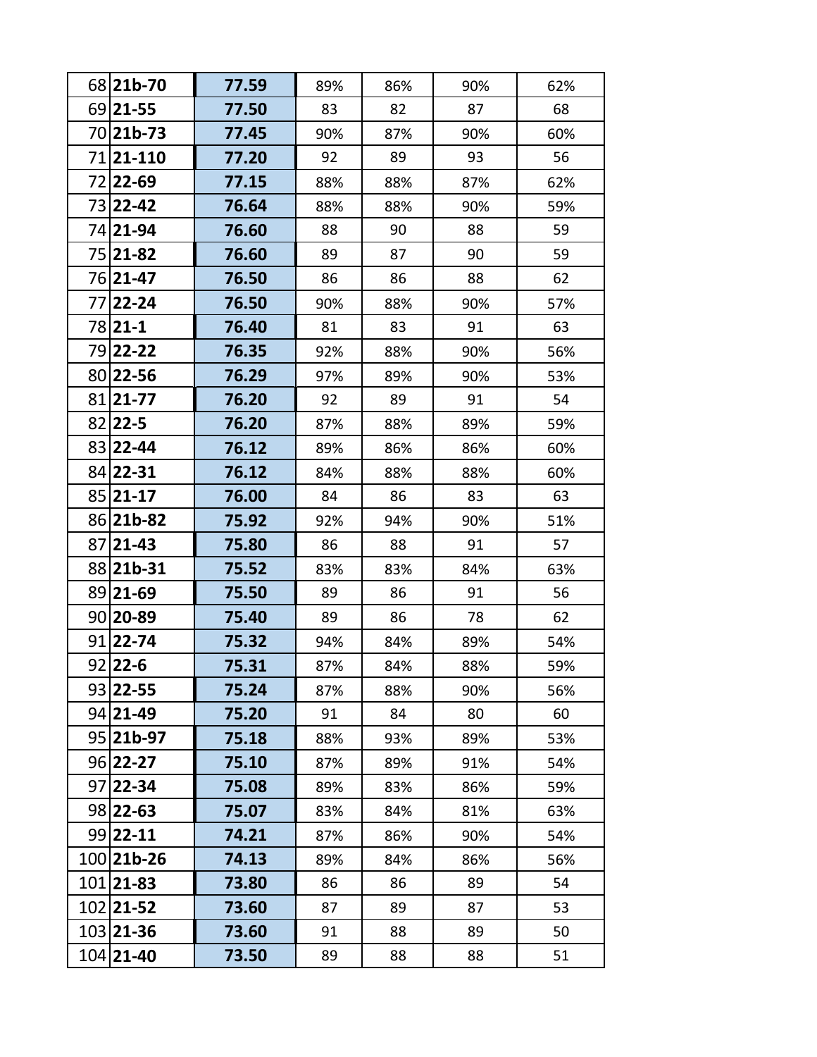| 68 | 21b-70 | 77.59 | 89% | 86% | 90% | 62% |
|---|---|---|---|---|---|---|
| 69 | 21-55 | 77.50 | 83 | 82 | 87 | 68 |
| 70 | 21b-73 | 77.45 | 90% | 87% | 90% | 60% |
| 71 | 21-110 | 77.20 | 92 | 89 | 93 | 56 |
| 72 | 22-69 | 77.15 | 88% | 88% | 87% | 62% |
| 73 | 22-42 | 76.64 | 88% | 88% | 90% | 59% |
| 74 | 21-94 | 76.60 | 88 | 90 | 88 | 59 |
| 75 | 21-82 | 76.60 | 89 | 87 | 90 | 59 |
| 76 | 21-47 | 76.50 | 86 | 86 | 88 | 62 |
| 77 | 22-24 | 76.50 | 90% | 88% | 90% | 57% |
| 78 | 21-1 | 76.40 | 81 | 83 | 91 | 63 |
| 79 | 22-22 | 76.35 | 92% | 88% | 90% | 56% |
| 80 | 22-56 | 76.29 | 97% | 89% | 90% | 53% |
| 81 | 21-77 | 76.20 | 92 | 89 | 91 | 54 |
| 82 | 22-5 | 76.20 | 87% | 88% | 89% | 59% |
| 83 | 22-44 | 76.12 | 89% | 86% | 86% | 60% |
| 84 | 22-31 | 76.12 | 84% | 88% | 88% | 60% |
| 85 | 21-17 | 76.00 | 84 | 86 | 83 | 63 |
| 86 | 21b-82 | 75.92 | 92% | 94% | 90% | 51% |
| 87 | 21-43 | 75.80 | 86 | 88 | 91 | 57 |
| 88 | 21b-31 | 75.52 | 83% | 83% | 84% | 63% |
| 89 | 21-69 | 75.50 | 89 | 86 | 91 | 56 |
| 90 | 20-89 | 75.40 | 89 | 86 | 78 | 62 |
| 91 | 22-74 | 75.32 | 94% | 84% | 89% | 54% |
| 92 | 22-6 | 75.31 | 87% | 84% | 88% | 59% |
| 93 | 22-55 | 75.24 | 87% | 88% | 90% | 56% |
| 94 | 21-49 | 75.20 | 91 | 84 | 80 | 60 |
| 95 | 21b-97 | 75.18 | 88% | 93% | 89% | 53% |
| 96 | 22-27 | 75.10 | 87% | 89% | 91% | 54% |
| 97 | 22-34 | 75.08 | 89% | 83% | 86% | 59% |
| 98 | 22-63 | 75.07 | 83% | 84% | 81% | 63% |
| 99 | 22-11 | 74.21 | 87% | 86% | 90% | 54% |
| 100 | 21b-26 | 74.13 | 89% | 84% | 86% | 56% |
| 101 | 21-83 | 73.80 | 86 | 86 | 89 | 54 |
| 102 | 21-52 | 73.60 | 87 | 89 | 87 | 53 |
| 103 | 21-36 | 73.60 | 91 | 88 | 89 | 50 |
| 104 | 21-40 | 73.50 | 89 | 88 | 88 | 51 |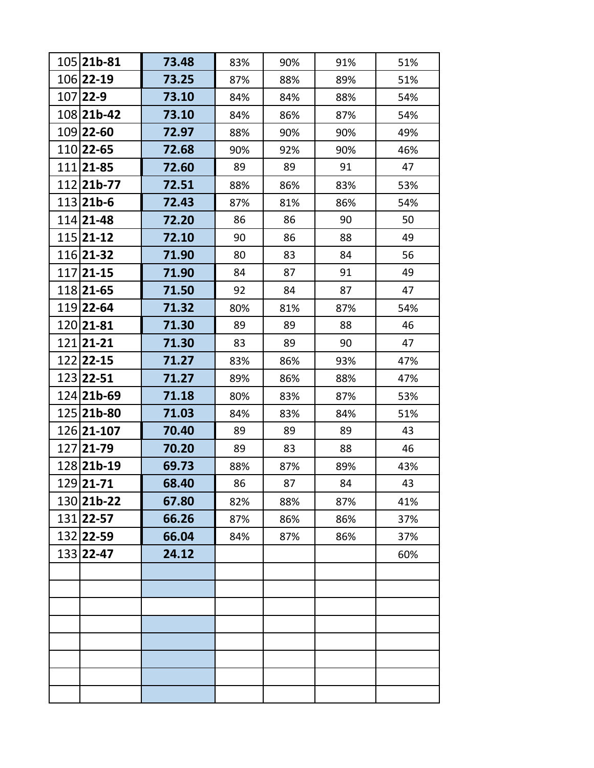| | | | | | | |
|---|---|---|---|---|---|---|
| 105 | **21b-81** | **73.48** | 83% | 90% | 91% | 51% |
| 106 | **22-19** | **73.25** | 87% | 88% | 89% | 51% |
| 107 | **22-9** | **73.10** | 84% | 84% | 88% | 54% |
| 108 | **21b-42** | **73.10** | 84% | 86% | 87% | 54% |
| 109 | **22-60** | **72.97** | 88% | 90% | 90% | 49% |
| 110 | **22-65** | **72.68** | 90% | 92% | 90% | 46% |
| 111 | **21-85** | **72.60** | 89 | 89 | 91 | 47 |
| 112 | **21b-77** | **72.51** | 88% | 86% | 83% | 53% |
| 113 | **21b-6** | **72.43** | 87% | 81% | 86% | 54% |
| 114 | **21-48** | **72.20** | 86 | 86 | 90 | 50 |
| 115 | **21-12** | **72.10** | 90 | 86 | 88 | 49 |
| 116 | **21-32** | **71.90** | 80 | 83 | 84 | 56 |
| 117 | **21-15** | **71.90** | 84 | 87 | 91 | 49 |
| 118 | **21-65** | **71.50** | 92 | 84 | 87 | 47 |
| 119 | **22-64** | **71.32** | 80% | 81% | 87% | 54% |
| 120 | **21-81** | **71.30** | 89 | 89 | 88 | 46 |
| 121 | **21-21** | **71.30** | 83 | 89 | 90 | 47 |
| 122 | **22-15** | **71.27** | 83% | 86% | 93% | 47% |
| 123 | **22-51** | **71.27** | 89% | 86% | 88% | 47% |
| 124 | **21b-69** | **71.18** | 80% | 83% | 87% | 53% |
| 125 | **21b-80** | **71.03** | 84% | 83% | 84% | 51% |
| 126 | **21-107** | **70.40** | 89 | 89 | 89 | 43 |
| 127 | **21-79** | **70.20** | 89 | 83 | 88 | 46 |
| 128 | **21b-19** | **69.73** | 88% | 87% | 89% | 43% |
| 129 | **21-71** | **68.40** | 86 | 87 | 84 | 43 |
| 130 | **21b-22** | **67.80** | 82% | 88% | 87% | 41% |
| 131 | **22-57** | **66.26** | 87% | 86% | 86% | 37% |
| 132 | **22-59** | **66.04** | 84% | 87% | 86% | 37% |
| 133 | **22-47** | **24.12** | | | | 60% |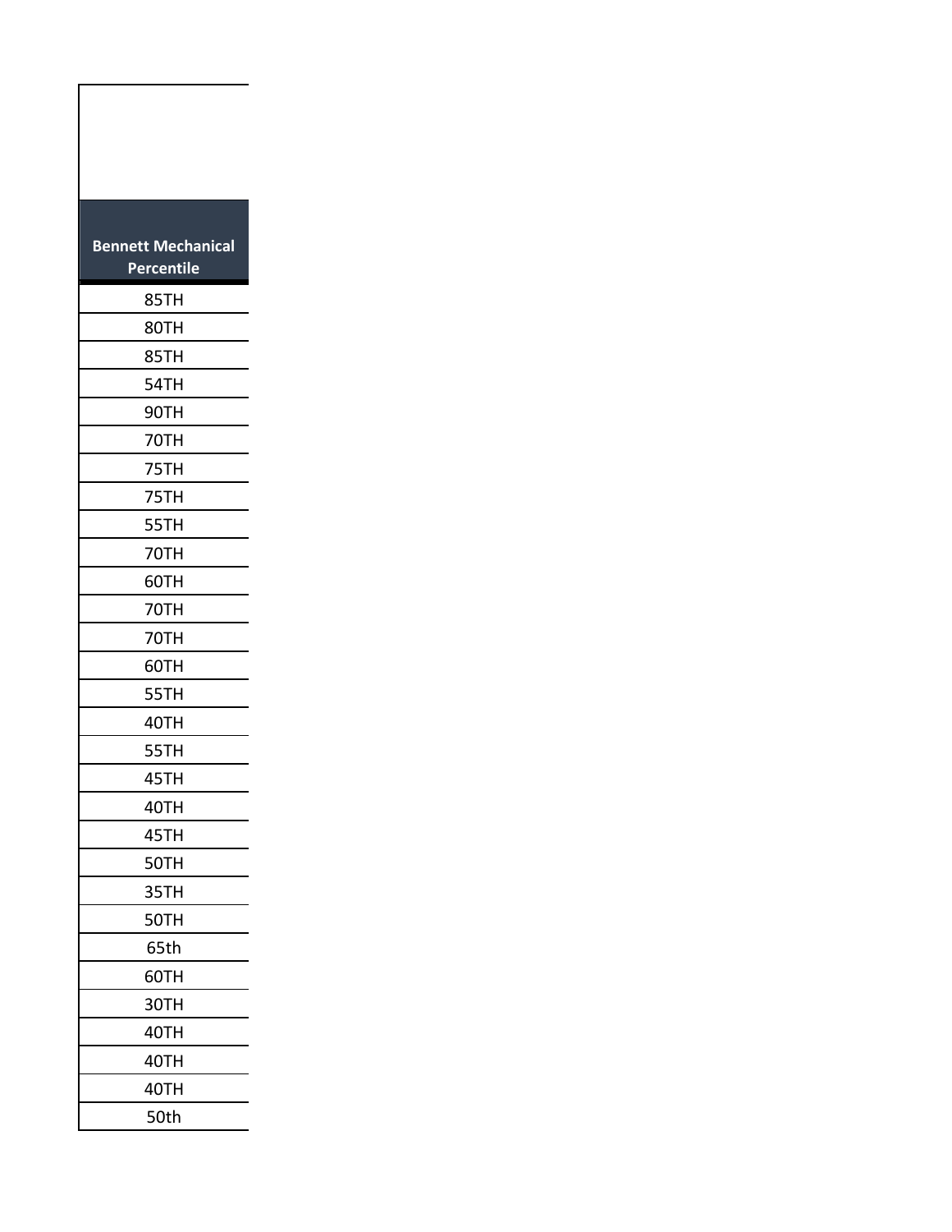| Bennett Mechanical Percentile |
|---|
| 85TH |
| 80TH |
| 85TH |
| 54TH |
| 90TH |
| 70TH |
| 75TH |
| 75TH |
| 55TH |
| 70TH |
| 60TH |
| 70TH |
| 70TH |
| 60TH |
| 55TH |
| 40TH |
| 55TH |
| 45TH |
| 40TH |
| 45TH |
| 50TH |
| 35TH |
| 50TH |
| 65th |
| 60TH |
| 30TH |
| 40TH |
| 40TH |
| 40TH |
| 50th |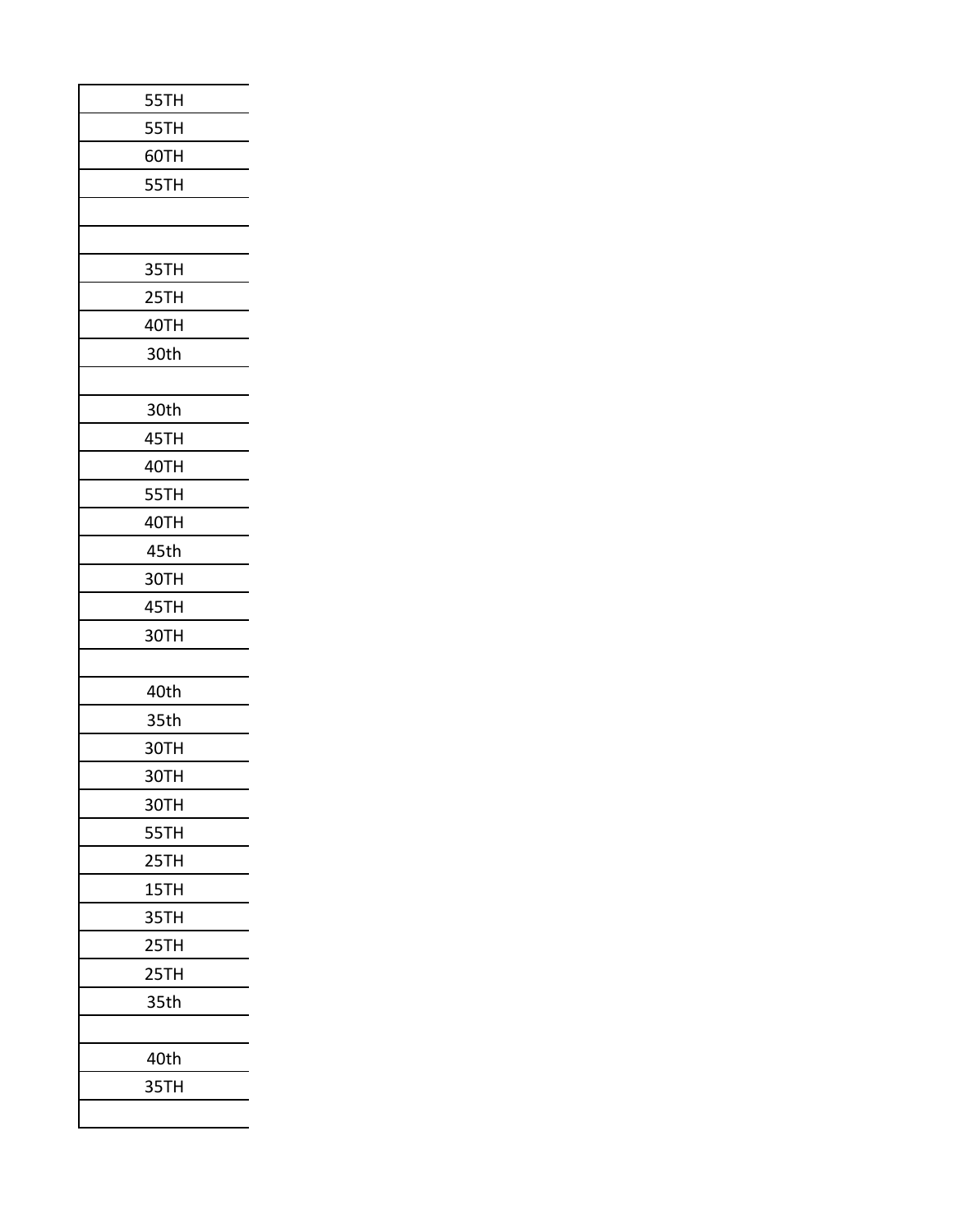| |
|---|
| 55TH |
| 55TH |
| 60TH |
| 55TH |
| |
| |
| 35TH |
| 25TH |
| 40TH |
| 30th |
| |
| 30th |
| 45TH |
| 40TH |
| 55TH |
| 40TH |
| 45th |
| 30TH |
| 45TH |
| 30TH |
| |
| 40th |
| 35th |
| 30TH |
| 30TH |
| 30TH |
| 55TH |
| 25TH |
| 15TH |
| 35TH |
| 25TH |
| 25TH |
| 35th |
| |
| 40th |
| 35TH |
| |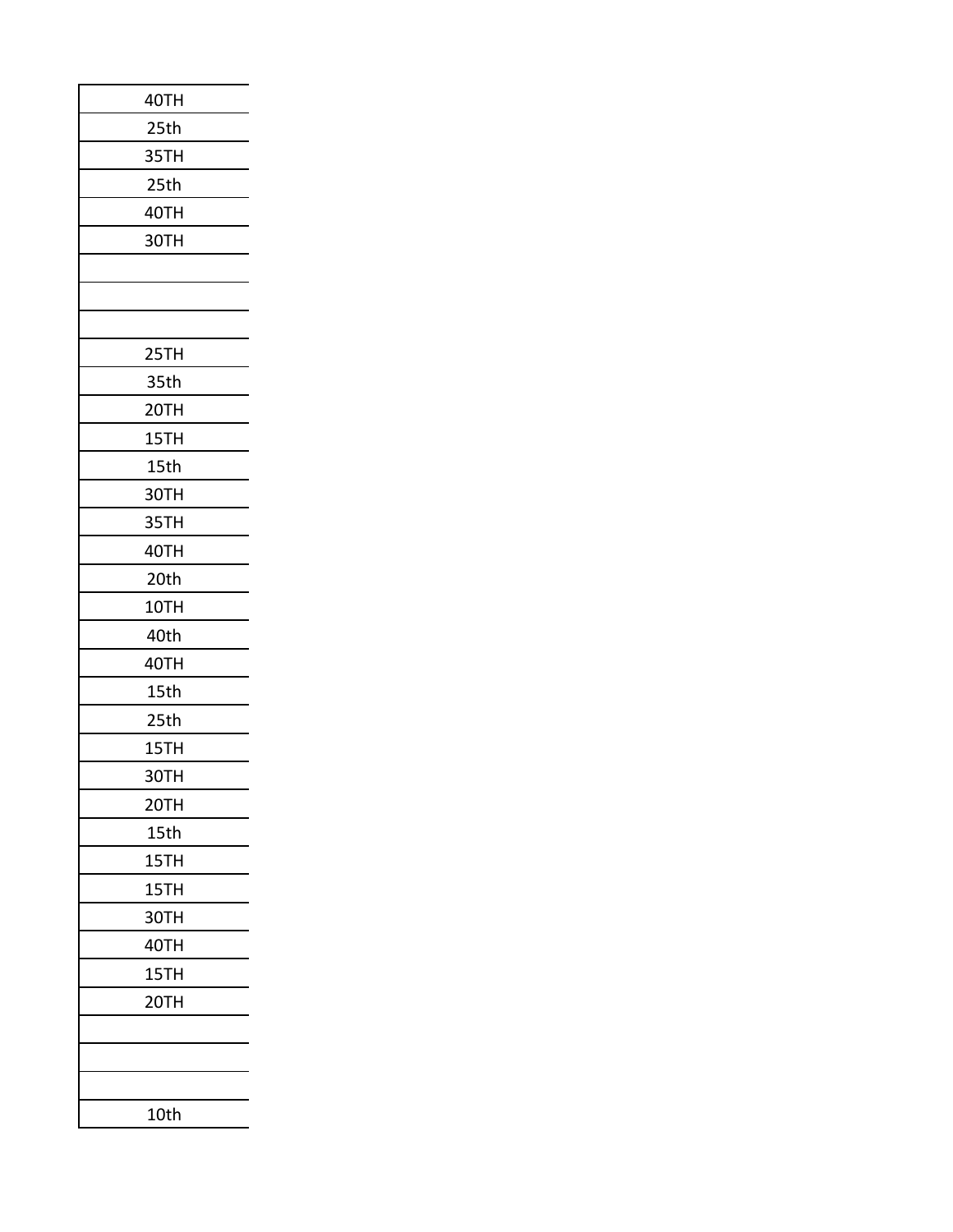| 40TH |
|---|
| 25th |
| 35TH |
| 25th |
| 40TH |
| 30TH |
| |
| |
| |
| 25TH |
| 35th |
| 20TH |
| 15TH |
| 15th |
| 30TH |
| 35TH |
| 40TH |
| 20th |
| 10TH |
| 40th |
| 40TH |
| 15th |
| 25th |
| 15TH |
| 30TH |
| 20TH |
| 15th |
| 15TH |
| 15TH |
| 30TH |
| 40TH |
| 15TH |
| 20TH |
| |
| |
| |
| 10th |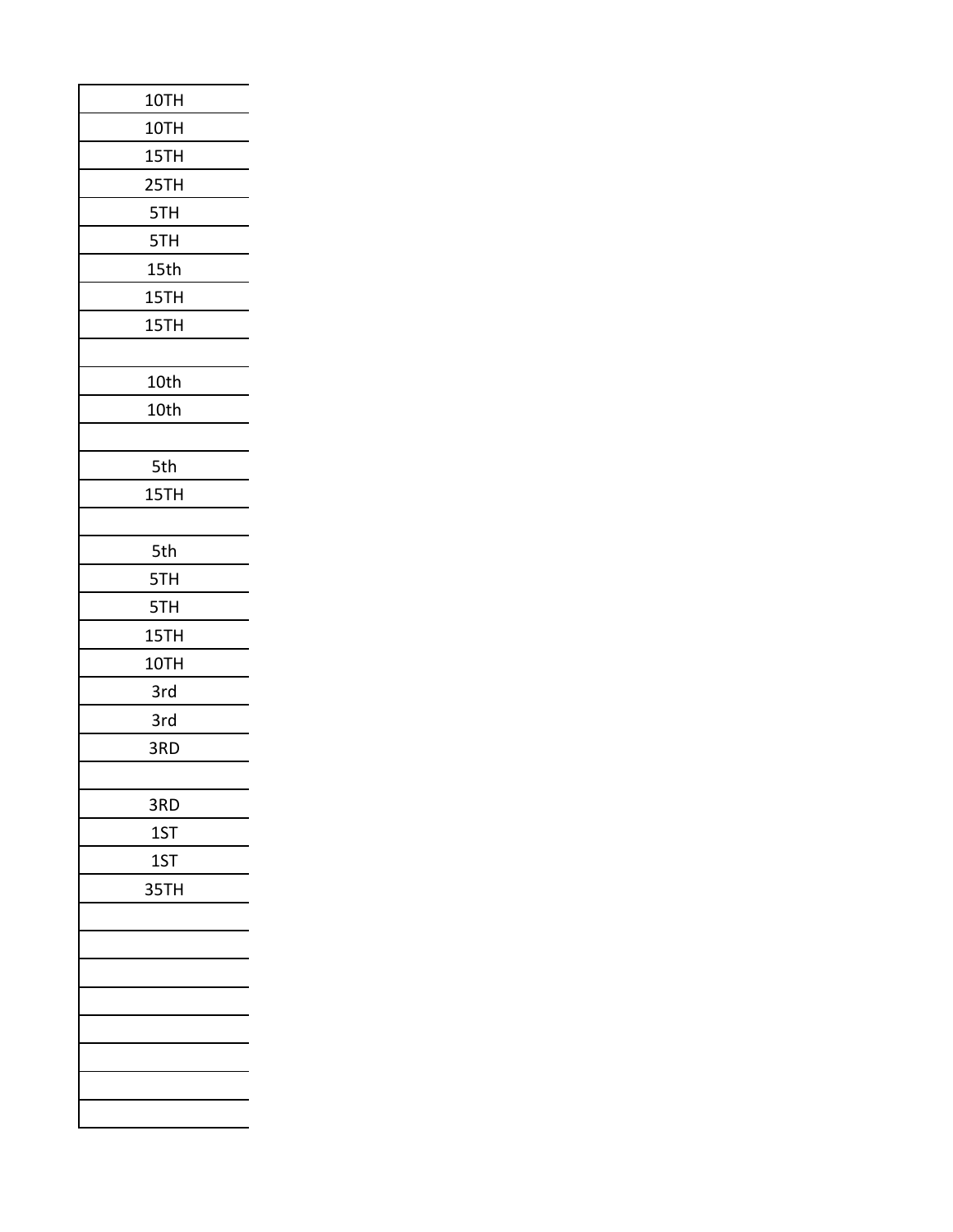| |
|---|
| 10TH |
| 10TH |
| 15TH |
| 25TH |
| 5TH |
| 5TH |
| 15th |
| 15TH |
| 15TH |
| |
| 10th |
| 10th |
| |
| 5th |
| 15TH |
| |
| 5th |
| 5TH |
| 5TH |
| 15TH |
| 10TH |
| 3rd |
| 3rd |
| 3RD |
| |
| 3RD |
| 1ST |
| 1ST |
| 35TH |
| |
| |
| |
| |
| |
| |
| |
| |